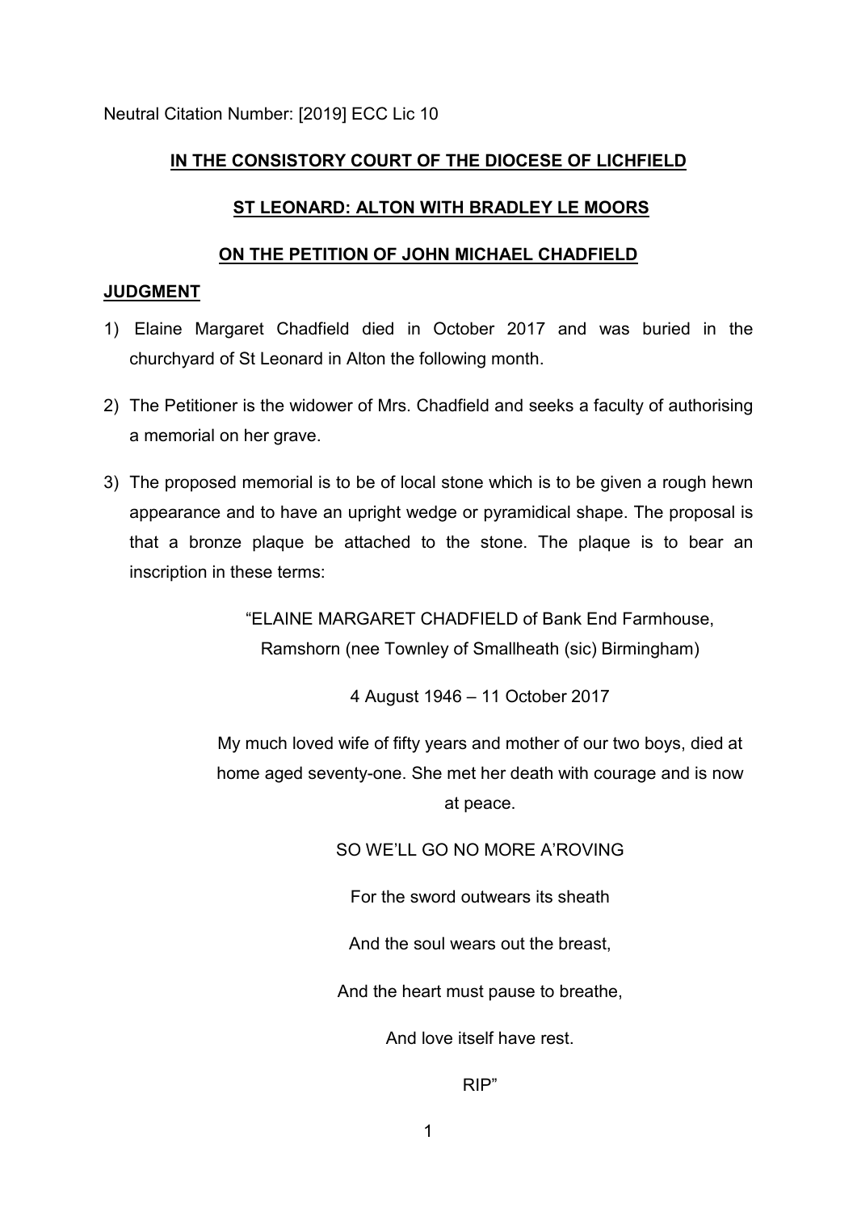Neutral Citation Number: [2019] ECC Lic 10

**IN THE CONSISTORY COURT OF THE DIOCESE OF LICHFIELD**

**ST LEONARD: ALTON WITH BRADLEY LE MOORS**

**ON THE PETITION OF JOHN MICHAEL CHADFIELD**

**JUDGMENT**

1) Elaine Margaret Chadfield died in October 2017 and was buried in the churchyard of St Leonard in Alton the following month.

2) The Petitioner is the widower of Mrs. Chadfield and seeks a faculty of authorising a memorial on her grave.

3) The proposed memorial is to be of local stone which is to be given a rough hewn appearance and to have an upright wedge or pyramidical shape. The proposal is that a bronze plaque be attached to the stone. The plaque is to bear an inscription in these terms:

> "ELAINE MARGARET CHADFIELD of Bank End Farmhouse, Ramshorn (nee Townley of Smallheath (sic) Birmingham)
>
> 4 August 1946 – 11 October 2017
>
> My much loved wife of fifty years and mother of our two boys, died at home aged seventy-one. She met her death with courage and is now at peace.
>
> SO WE'LL GO NO MORE A'ROVING
>
> For the sword outwears its sheath
>
> And the soul wears out the breast,
>
> And the heart must pause to breathe,
>
> And love itself have rest.
>
> RIP"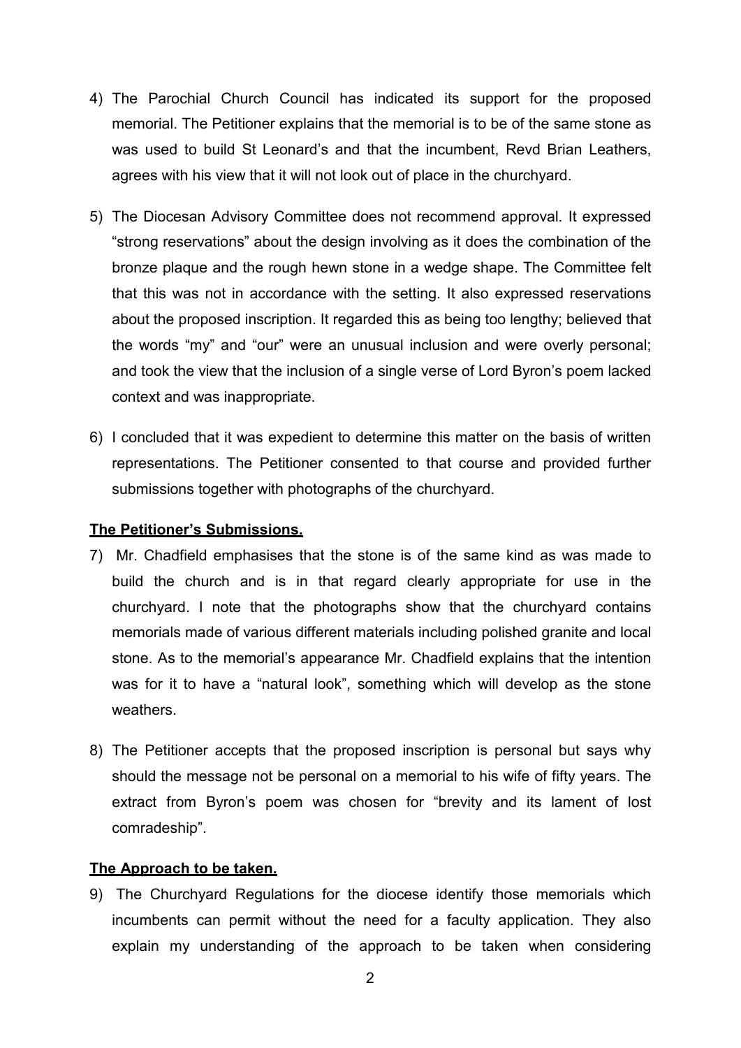4) The Parochial Church Council has indicated its support for the proposed memorial. The Petitioner explains that the memorial is to be of the same stone as was used to build St Leonard's and that the incumbent, Revd Brian Leathers, agrees with his view that it will not look out of place in the churchyard.

5) The Diocesan Advisory Committee does not recommend approval. It expressed "strong reservations" about the design involving as it does the combination of the bronze plaque and the rough hewn stone in a wedge shape. The Committee felt that this was not in accordance with the setting. It also expressed reservations about the proposed inscription. It regarded this as being too lengthy; believed that the words "my" and "our" were an unusual inclusion and were overly personal; and took the view that the inclusion of a single verse of Lord Byron's poem lacked context and was inappropriate.

6) I concluded that it was expedient to determine this matter on the basis of written representations. The Petitioner consented to that course and provided further submissions together with photographs of the churchyard.

**The Petitioner's Submissions.**

7) Mr. Chadfield emphasises that the stone is of the same kind as was made to build the church and is in that regard clearly appropriate for use in the churchyard. I note that the photographs show that the churchyard contains memorials made of various different materials including polished granite and local stone. As to the memorial's appearance Mr. Chadfield explains that the intention was for it to have a "natural look", something which will develop as the stone weathers.

8) The Petitioner accepts that the proposed inscription is personal but says why should the message not be personal on a memorial to his wife of fifty years. The extract from Byron's poem was chosen for "brevity and its lament of lost comradeship".

**The Approach to be taken.**

9) The Churchyard Regulations for the diocese identify those memorials which incumbents can permit without the need for a faculty application. They also explain my understanding of the approach to be taken when considering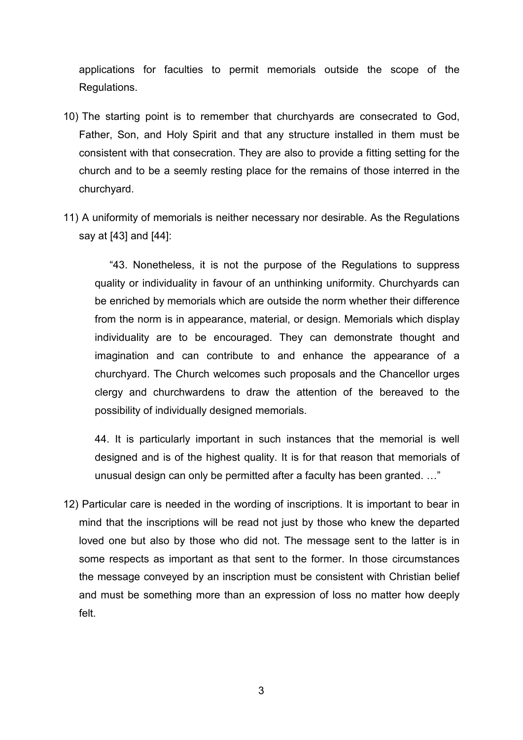applications for faculties to permit memorials outside the scope of the Regulations.

10) The starting point is to remember that churchyards are consecrated to God, Father, Son, and Holy Spirit and that any structure installed in them must be consistent with that consecration. They are also to provide a fitting setting for the church and to be a seemly resting place for the remains of those interred in the churchyard.

11) A uniformity of memorials is neither necessary nor desirable. As the Regulations say at [43] and [44]:

> "43. Nonetheless, it is not the purpose of the Regulations to suppress quality or individuality in favour of an unthinking uniformity. Churchyards can be enriched by memorials which are outside the norm whether their difference from the norm is in appearance, material, or design. Memorials which display individuality are to be encouraged. They can demonstrate thought and imagination and can contribute to and enhance the appearance of a churchyard. The Church welcomes such proposals and the Chancellor urges clergy and churchwardens to draw the attention of the bereaved to the possibility of individually designed memorials.
>
> 44. It is particularly important in such instances that the memorial is well designed and is of the highest quality. It is for that reason that memorials of unusual design can only be permitted after a faculty has been granted. …"

12) Particular care is needed in the wording of inscriptions. It is important to bear in mind that the inscriptions will be read not just by those who knew the departed loved one but also by those who did not. The message sent to the latter is in some respects as important as that sent to the former. In those circumstances the message conveyed by an inscription must be consistent with Christian belief and must be something more than an expression of loss no matter how deeply felt.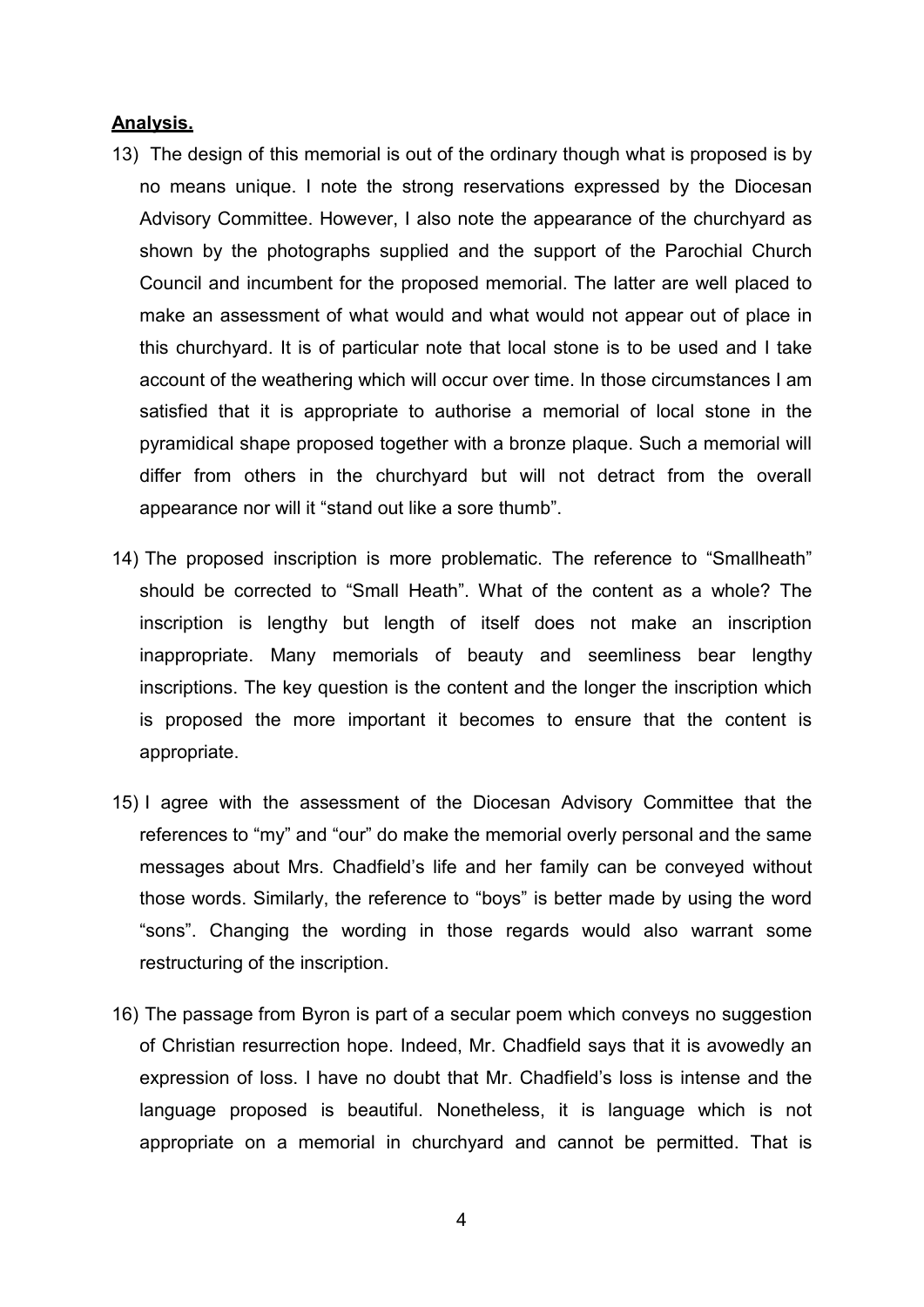**Analysis.**

13) The design of this memorial is out of the ordinary though what is proposed is by no means unique. I note the strong reservations expressed by the Diocesan Advisory Committee. However, I also note the appearance of the churchyard as shown by the photographs supplied and the support of the Parochial Church Council and incumbent for the proposed memorial. The latter are well placed to make an assessment of what would and what would not appear out of place in this churchyard. It is of particular note that local stone is to be used and I take account of the weathering which will occur over time. In those circumstances I am satisfied that it is appropriate to authorise a memorial of local stone in the pyramidical shape proposed together with a bronze plaque. Such a memorial will differ from others in the churchyard but will not detract from the overall appearance nor will it "stand out like a sore thumb".

14) The proposed inscription is more problematic. The reference to "Smallheath" should be corrected to "Small Heath". What of the content as a whole? The inscription is lengthy but length of itself does not make an inscription inappropriate. Many memorials of beauty and seemliness bear lengthy inscriptions. The key question is the content and the longer the inscription which is proposed the more important it becomes to ensure that the content is appropriate.

15) I agree with the assessment of the Diocesan Advisory Committee that the references to "my" and "our" do make the memorial overly personal and the same messages about Mrs. Chadfield's life and her family can be conveyed without those words. Similarly, the reference to "boys" is better made by using the word "sons". Changing the wording in those regards would also warrant some restructuring of the inscription.

16) The passage from Byron is part of a secular poem which conveys no suggestion of Christian resurrection hope. Indeed, Mr. Chadfield says that it is avowedly an expression of loss. I have no doubt that Mr. Chadfield's loss is intense and the language proposed is beautiful. Nonetheless, it is language which is not appropriate on a memorial in churchyard and cannot be permitted. That is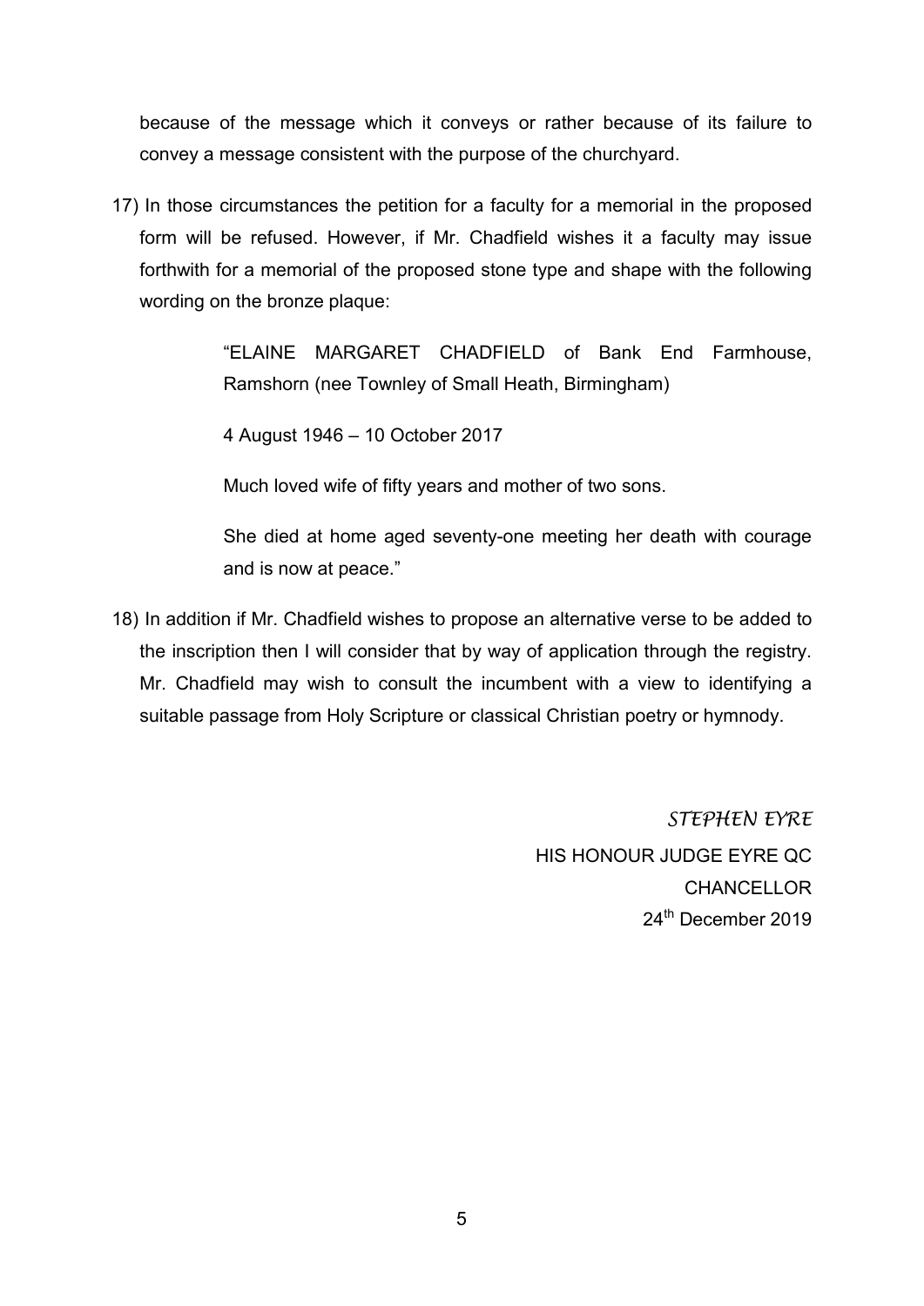because of the message which it conveys or rather because of its failure to convey a message consistent with the purpose of the churchyard.

17) In those circumstances the petition for a faculty for a memorial in the proposed form will be refused. However, if Mr. Chadfield wishes it a faculty may issue forthwith for a memorial of the proposed stone type and shape with the following wording on the bronze plaque:

> "ELAINE MARGARET CHADFIELD of Bank End Farmhouse, Ramshorn (nee Townley of Small Heath, Birmingham)
>
> 4 August 1946 – 10 October 2017
>
> Much loved wife of fifty years and mother of two sons.
>
> She died at home aged seventy-one meeting her death with courage and is now at peace."

18) In addition if Mr. Chadfield wishes to propose an alternative verse to be added to the inscription then I will consider that by way of application through the registry. Mr. Chadfield may wish to consult the incumbent with a view to identifying a suitable passage from Holy Scripture or classical Christian poetry or hymnody.

*STEPHEN EYRE*

HIS HONOUR JUDGE EYRE QC

CHANCELLOR

24th December 2019